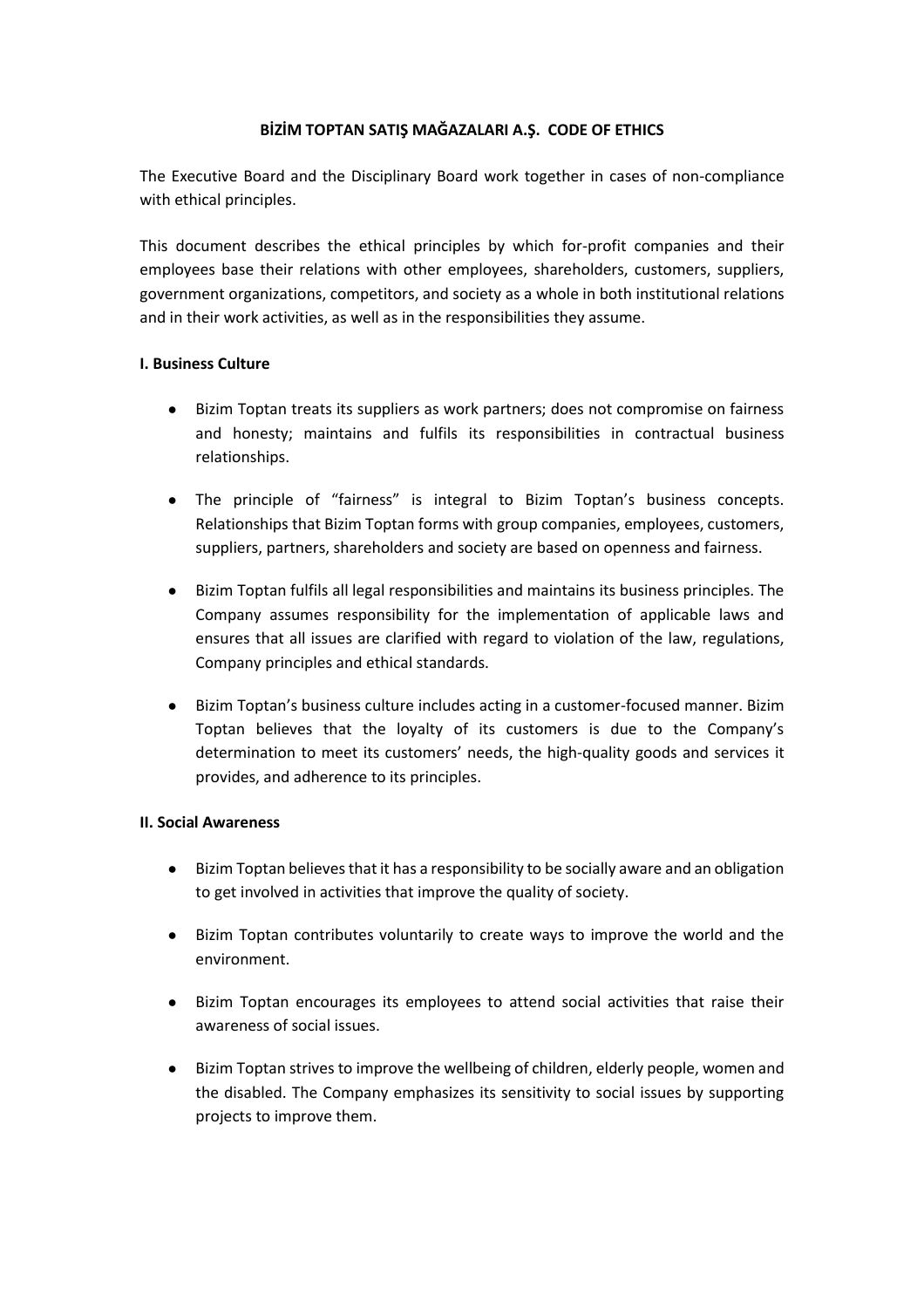**BİZİM TOPTAN SATIŞ MAĞAZALARI A.Ş. CODE OF ETHICS**

The Executive Board and the Disciplinary Board work together in cases of non-compliance with ethical principles.

This document describes the ethical principles by which for-profit companies and their employees base their relations with other employees, shareholders, customers, suppliers, government organizations, competitors, and society as a whole in both institutional relations and in their work activities, as well as in the responsibilities they assume.

**I. Business Culture**

- Bizim Toptan treats its suppliers as work partners; does not compromise on fairness and honesty; maintains and fulfils its responsibilities in contractual business relationships.

- The principle of "fairness" is integral to Bizim Toptan's business concepts. Relationships that Bizim Toptan forms with group companies, employees, customers, suppliers, partners, shareholders and society are based on openness and fairness.

- Bizim Toptan fulfils all legal responsibilities and maintains its business principles. The Company assumes responsibility for the implementation of applicable laws and ensures that all issues are clarified with regard to violation of the law, regulations, Company principles and ethical standards.

- Bizim Toptan's business culture includes acting in a customer-focused manner. Bizim Toptan believes that the loyalty of its customers is due to the Company's determination to meet its customers' needs, the high-quality goods and services it provides, and adherence to its principles.

**II. Social Awareness**

- Bizim Toptan believes that it has a responsibility to be socially aware and an obligation to get involved in activities that improve the quality of society.

- Bizim Toptan contributes voluntarily to create ways to improve the world and the environment.

- Bizim Toptan encourages its employees to attend social activities that raise their awareness of social issues.

- Bizim Toptan strives to improve the wellbeing of children, elderly people, women and the disabled. The Company emphasizes its sensitivity to social issues by supporting projects to improve them.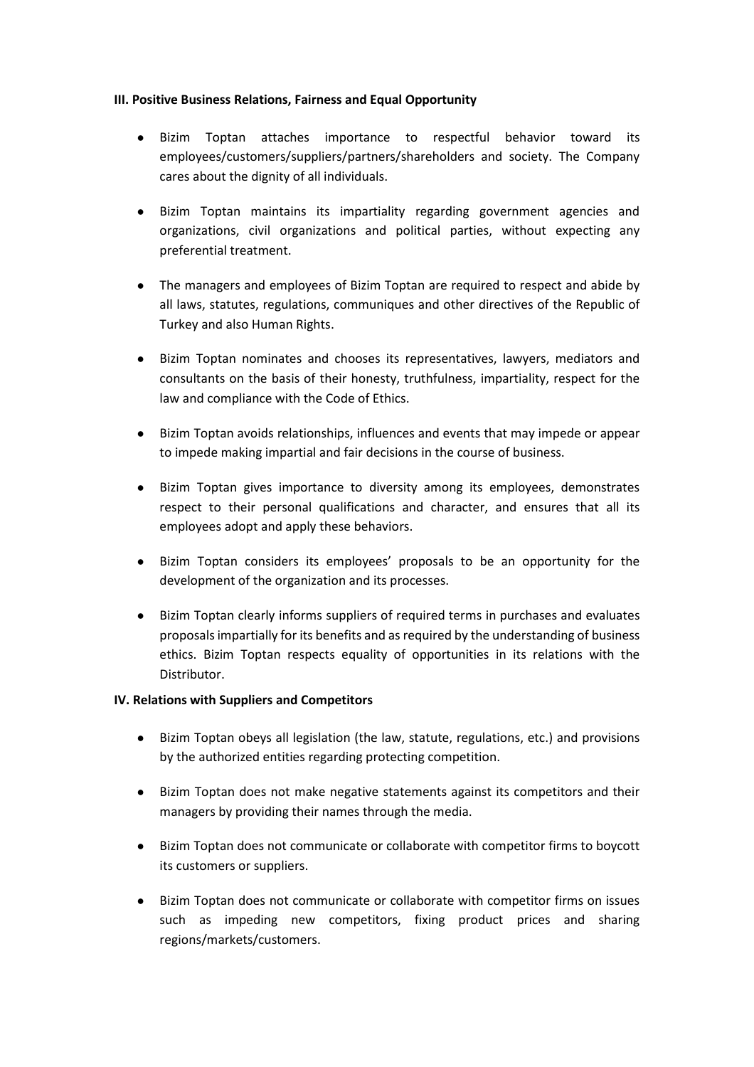**III. Positive Business Relations, Fairness and Equal Opportunity**

- Bizim Toptan attaches importance to respectful behavior toward its employees/customers/suppliers/partners/shareholders and society. The Company cares about the dignity of all individuals.
- Bizim Toptan maintains its impartiality regarding government agencies and organizations, civil organizations and political parties, without expecting any preferential treatment.
- The managers and employees of Bizim Toptan are required to respect and abide by all laws, statutes, regulations, communiques and other directives of the Republic of Turkey and also Human Rights.
- Bizim Toptan nominates and chooses its representatives, lawyers, mediators and consultants on the basis of their honesty, truthfulness, impartiality, respect for the law and compliance with the Code of Ethics.
- Bizim Toptan avoids relationships, influences and events that may impede or appear to impede making impartial and fair decisions in the course of business.
- Bizim Toptan gives importance to diversity among its employees, demonstrates respect to their personal qualifications and character, and ensures that all its employees adopt and apply these behaviors.
- Bizim Toptan considers its employees' proposals to be an opportunity for the development of the organization and its processes.
- Bizim Toptan clearly informs suppliers of required terms in purchases and evaluates proposals impartially for its benefits and as required by the understanding of business ethics. Bizim Toptan respects equality of opportunities in its relations with the Distributor.

**IV. Relations with Suppliers and Competitors**

- Bizim Toptan obeys all legislation (the law, statute, regulations, etc.) and provisions by the authorized entities regarding protecting competition.
- Bizim Toptan does not make negative statements against its competitors and their managers by providing their names through the media.
- Bizim Toptan does not communicate or collaborate with competitor firms to boycott its customers or suppliers.
- Bizim Toptan does not communicate or collaborate with competitor firms on issues such as impeding new competitors, fixing product prices and sharing regions/markets/customers.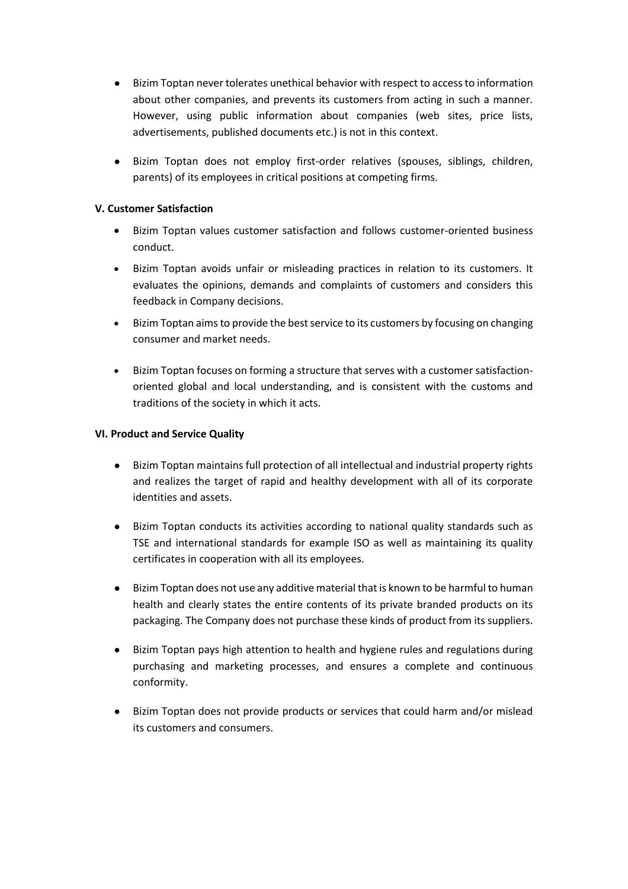- Bizim Toptan never tolerates unethical behavior with respect to access to information about other companies, and prevents its customers from acting in such a manner. However, using public information about companies (web sites, price lists, advertisements, published documents etc.) is not in this context.
- Bizim Toptan does not employ first-order relatives (spouses, siblings, children, parents) of its employees in critical positions at competing firms.

**V. Customer Satisfaction**

- Bizim Toptan values customer satisfaction and follows customer-oriented business conduct.
- Bizim Toptan avoids unfair or misleading practices in relation to its customers. It evaluates the opinions, demands and complaints of customers and considers this feedback in Company decisions.
- Bizim Toptan aims to provide the best service to its customers by focusing on changing consumer and market needs.
- Bizim Toptan focuses on forming a structure that serves with a customer satisfaction-oriented global and local understanding, and is consistent with the customs and traditions of the society in which it acts.

**VI. Product and Service Quality**

- Bizim Toptan maintains full protection of all intellectual and industrial property rights and realizes the target of rapid and healthy development with all of its corporate identities and assets.
- Bizim Toptan conducts its activities according to national quality standards such as TSE and international standards for example ISO as well as maintaining its quality certificates in cooperation with all its employees.
- Bizim Toptan does not use any additive material that is known to be harmful to human health and clearly states the entire contents of its private branded products on its packaging. The Company does not purchase these kinds of product from its suppliers.
- Bizim Toptan pays high attention to health and hygiene rules and regulations during purchasing and marketing processes, and ensures a complete and continuous conformity.
- Bizim Toptan does not provide products or services that could harm and/or mislead its customers and consumers.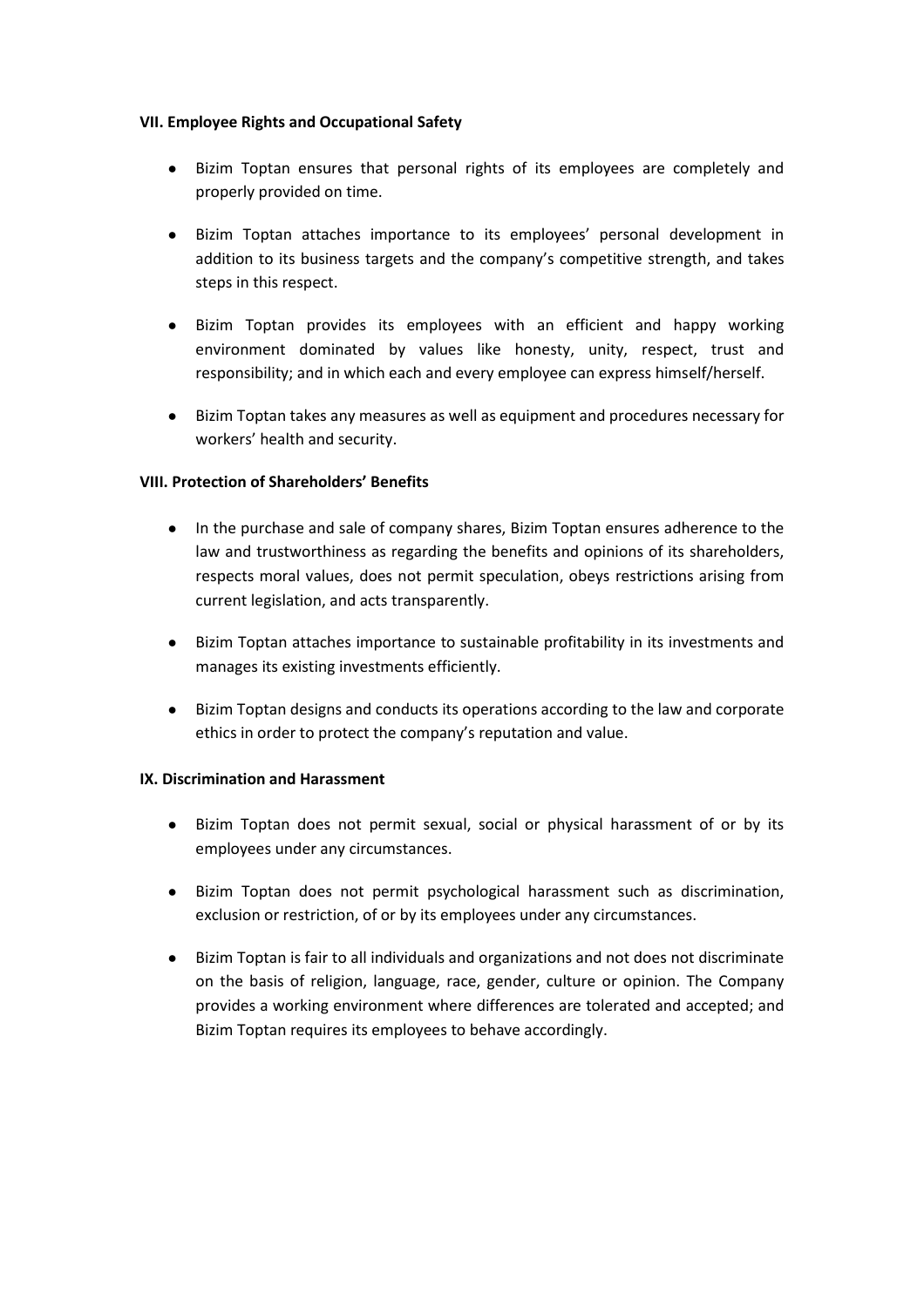**VII. Employee Rights and Occupational Safety**

- Bizim Toptan ensures that personal rights of its employees are completely and properly provided on time.
- Bizim Toptan attaches importance to its employees' personal development in addition to its business targets and the company's competitive strength, and takes steps in this respect.
- Bizim Toptan provides its employees with an efficient and happy working environment dominated by values like honesty, unity, respect, trust and responsibility; and in which each and every employee can express himself/herself.
- Bizim Toptan takes any measures as well as equipment and procedures necessary for workers' health and security.

**VIII. Protection of Shareholders' Benefits**

- In the purchase and sale of company shares, Bizim Toptan ensures adherence to the law and trustworthiness as regarding the benefits and opinions of its shareholders, respects moral values, does not permit speculation, obeys restrictions arising from current legislation, and acts transparently.
- Bizim Toptan attaches importance to sustainable profitability in its investments and manages its existing investments efficiently.
- Bizim Toptan designs and conducts its operations according to the law and corporate ethics in order to protect the company's reputation and value.

**IX. Discrimination and Harassment**

- Bizim Toptan does not permit sexual, social or physical harassment of or by its employees under any circumstances.
- Bizim Toptan does not permit psychological harassment such as discrimination, exclusion or restriction, of or by its employees under any circumstances.
- Bizim Toptan is fair to all individuals and organizations and not does not discriminate on the basis of religion, language, race, gender, culture or opinion. The Company provides a working environment where differences are tolerated and accepted; and Bizim Toptan requires its employees to behave accordingly.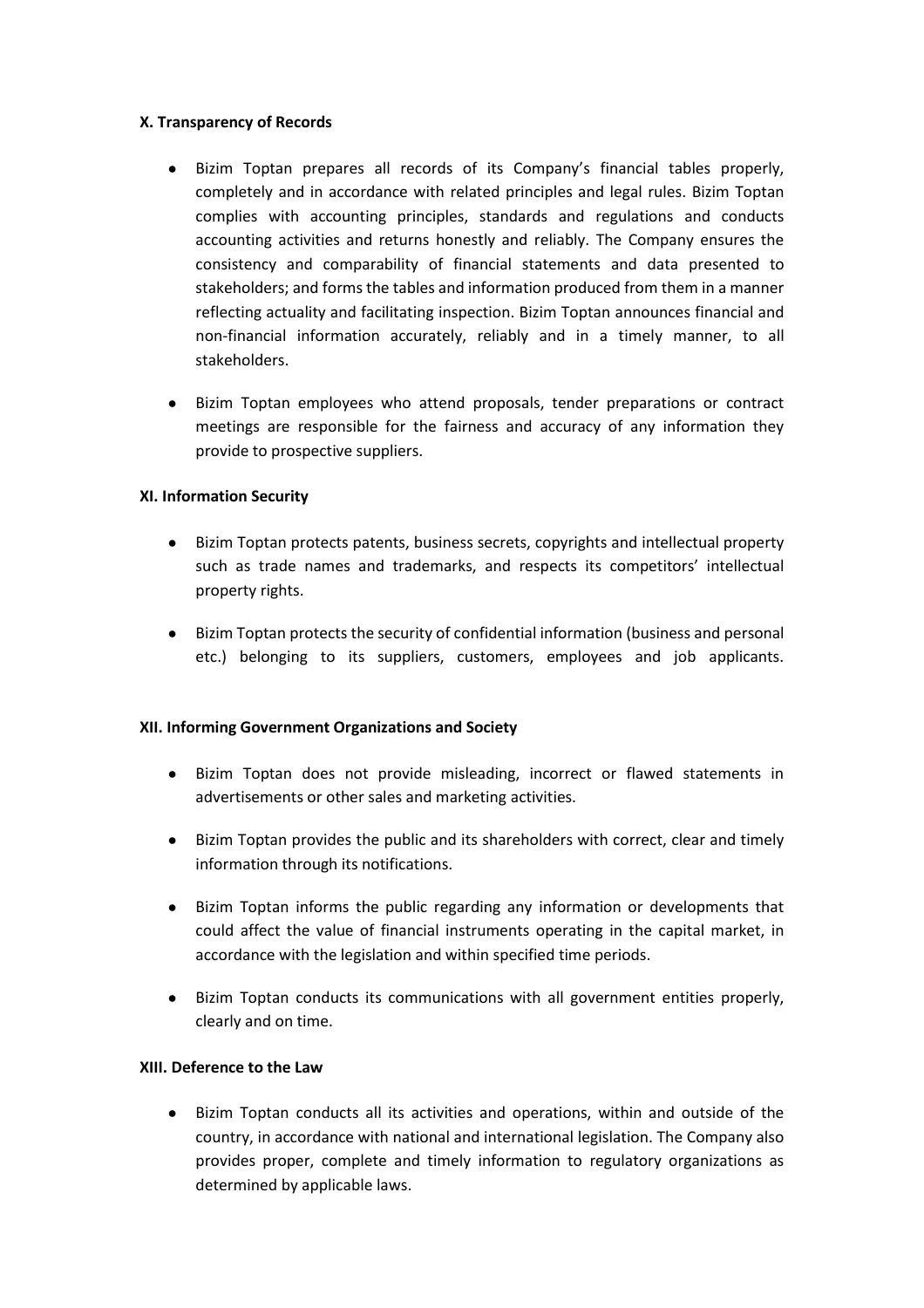### X. Transparency of Records

- Bizim Toptan prepares all records of its Company's financial tables properly, completely and in accordance with related principles and legal rules. Bizim Toptan complies with accounting principles, standards and regulations and conducts accounting activities and returns honestly and reliably. The Company ensures the consistency and comparability of financial statements and data presented to stakeholders; and forms the tables and information produced from them in a manner reflecting actuality and facilitating inspection. Bizim Toptan announces financial and non-financial information accurately, reliably and in a timely manner, to all stakeholders.
- Bizim Toptan employees who attend proposals, tender preparations or contract meetings are responsible for the fairness and accuracy of any information they provide to prospective suppliers.

### XI. Information Security

- Bizim Toptan protects patents, business secrets, copyrights and intellectual property such as trade names and trademarks, and respects its competitors' intellectual property rights.
- Bizim Toptan protects the security of confidential information (business and personal etc.) belonging to its suppliers, customers, employees and job applicants.

### XII. Informing Government Organizations and Society

- Bizim Toptan does not provide misleading, incorrect or flawed statements in advertisements or other sales and marketing activities.
- Bizim Toptan provides the public and its shareholders with correct, clear and timely information through its notifications.
- Bizim Toptan informs the public regarding any information or developments that could affect the value of financial instruments operating in the capital market, in accordance with the legislation and within specified time periods.
- Bizim Toptan conducts its communications with all government entities properly, clearly and on time.

### XIII. Deference to the Law

- Bizim Toptan conducts all its activities and operations, within and outside of the country, in accordance with national and international legislation. The Company also provides proper, complete and timely information to regulatory organizations as determined by applicable laws.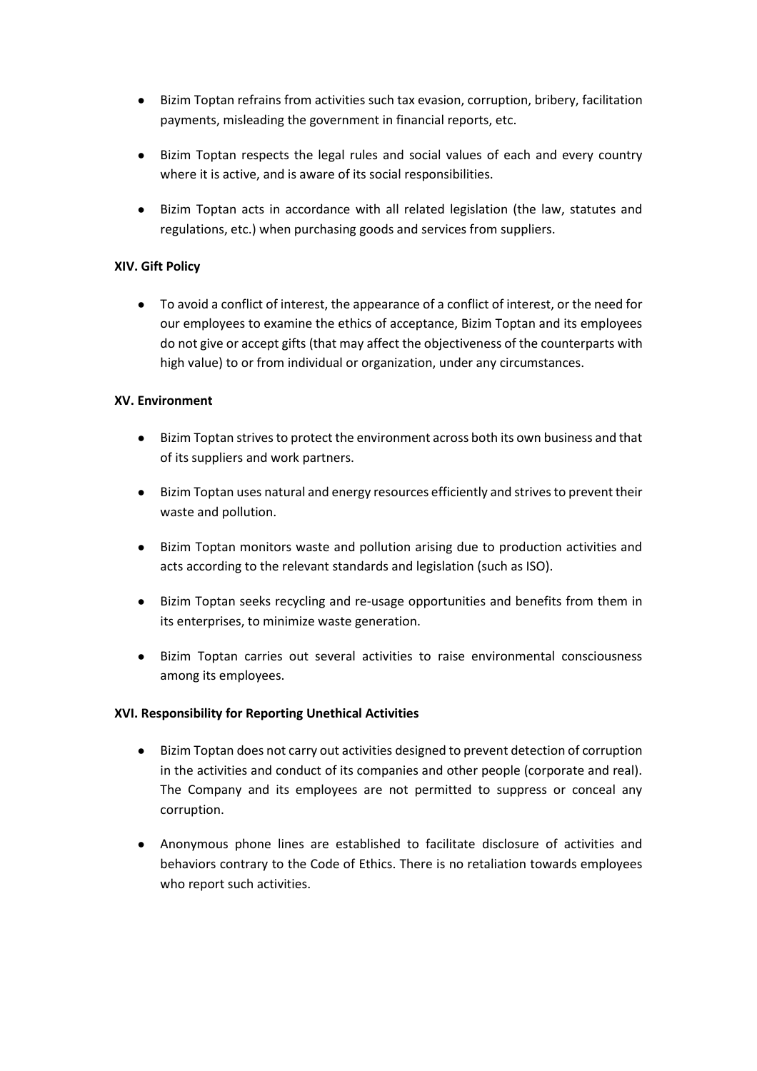- Bizim Toptan refrains from activities such tax evasion, corruption, bribery, facilitation payments, misleading the government in financial reports, etc.

- Bizim Toptan respects the legal rules and social values of each and every country where it is active, and is aware of its social responsibilities.

- Bizim Toptan acts in accordance with all related legislation (the law, statutes and regulations, etc.) when purchasing goods and services from suppliers.

**XIV. Gift Policy**

- To avoid a conflict of interest, the appearance of a conflict of interest, or the need for our employees to examine the ethics of acceptance, Bizim Toptan and its employees do not give or accept gifts (that may affect the objectiveness of the counterparts with high value) to or from individual or organization, under any circumstances.

**XV. Environment**

- Bizim Toptan strives to protect the environment across both its own business and that of its suppliers and work partners.

- Bizim Toptan uses natural and energy resources efficiently and strives to prevent their waste and pollution.

- Bizim Toptan monitors waste and pollution arising due to production activities and acts according to the relevant standards and legislation (such as ISO).

- Bizim Toptan seeks recycling and re-usage opportunities and benefits from them in its enterprises, to minimize waste generation.

- Bizim Toptan carries out several activities to raise environmental consciousness among its employees.

**XVI. Responsibility for Reporting Unethical Activities**

- Bizim Toptan does not carry out activities designed to prevent detection of corruption in the activities and conduct of its companies and other people (corporate and real). The Company and its employees are not permitted to suppress or conceal any corruption.

- Anonymous phone lines are established to facilitate disclosure of activities and behaviors contrary to the Code of Ethics. There is no retaliation towards employees who report such activities.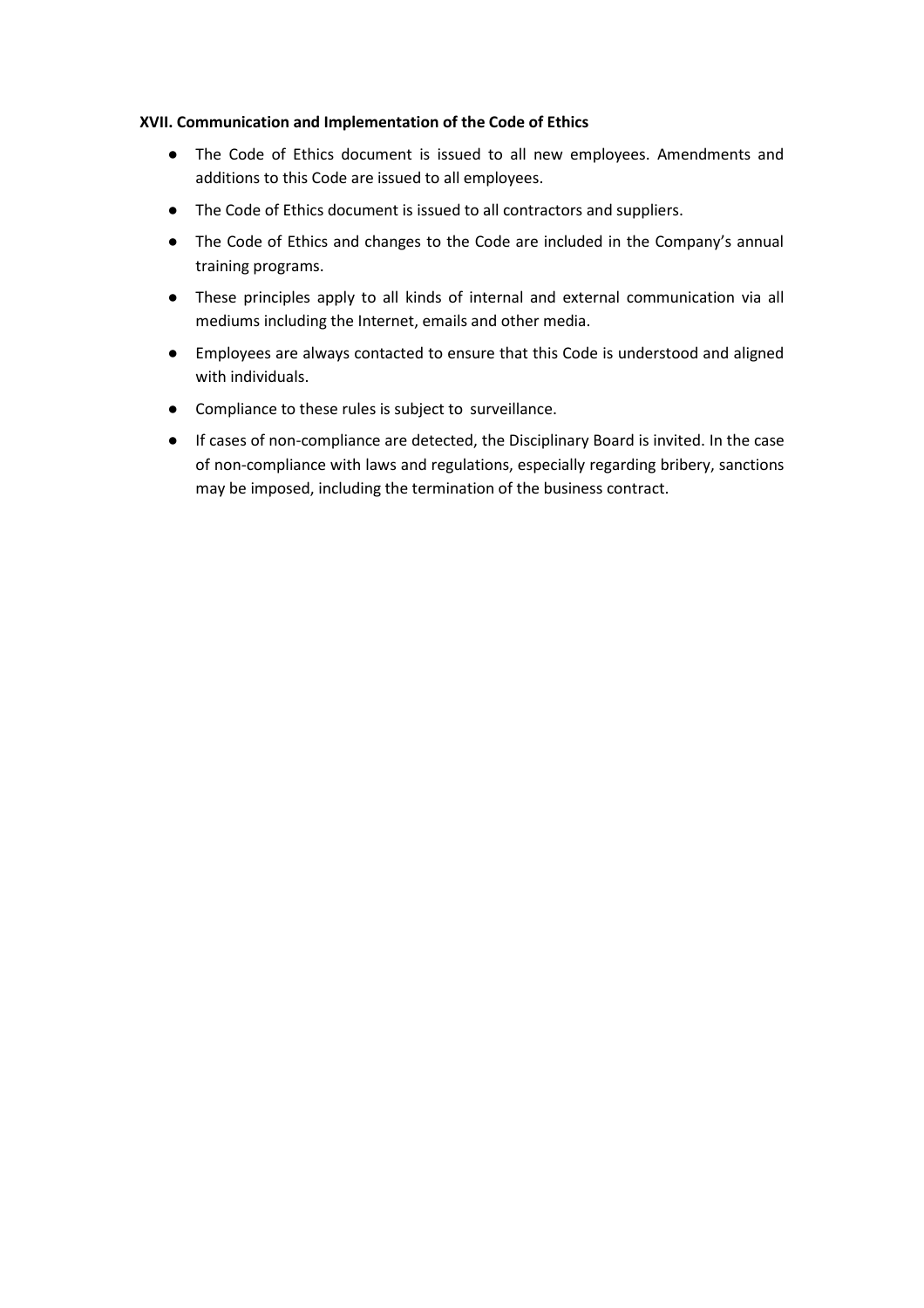**XVII. Communication and Implementation of the Code of Ethics**

- The Code of Ethics document is issued to all new employees. Amendments and additions to this Code are issued to all employees.
- The Code of Ethics document is issued to all contractors and suppliers.
- The Code of Ethics and changes to the Code are included in the Company's annual training programs.
- These principles apply to all kinds of internal and external communication via all mediums including the Internet, emails and other media.
- Employees are always contacted to ensure that this Code is understood and aligned with individuals.
- Compliance to these rules is subject to surveillance.
- If cases of non-compliance are detected, the Disciplinary Board is invited. In the case of non-compliance with laws and regulations, especially regarding bribery, sanctions may be imposed, including the termination of the business contract.